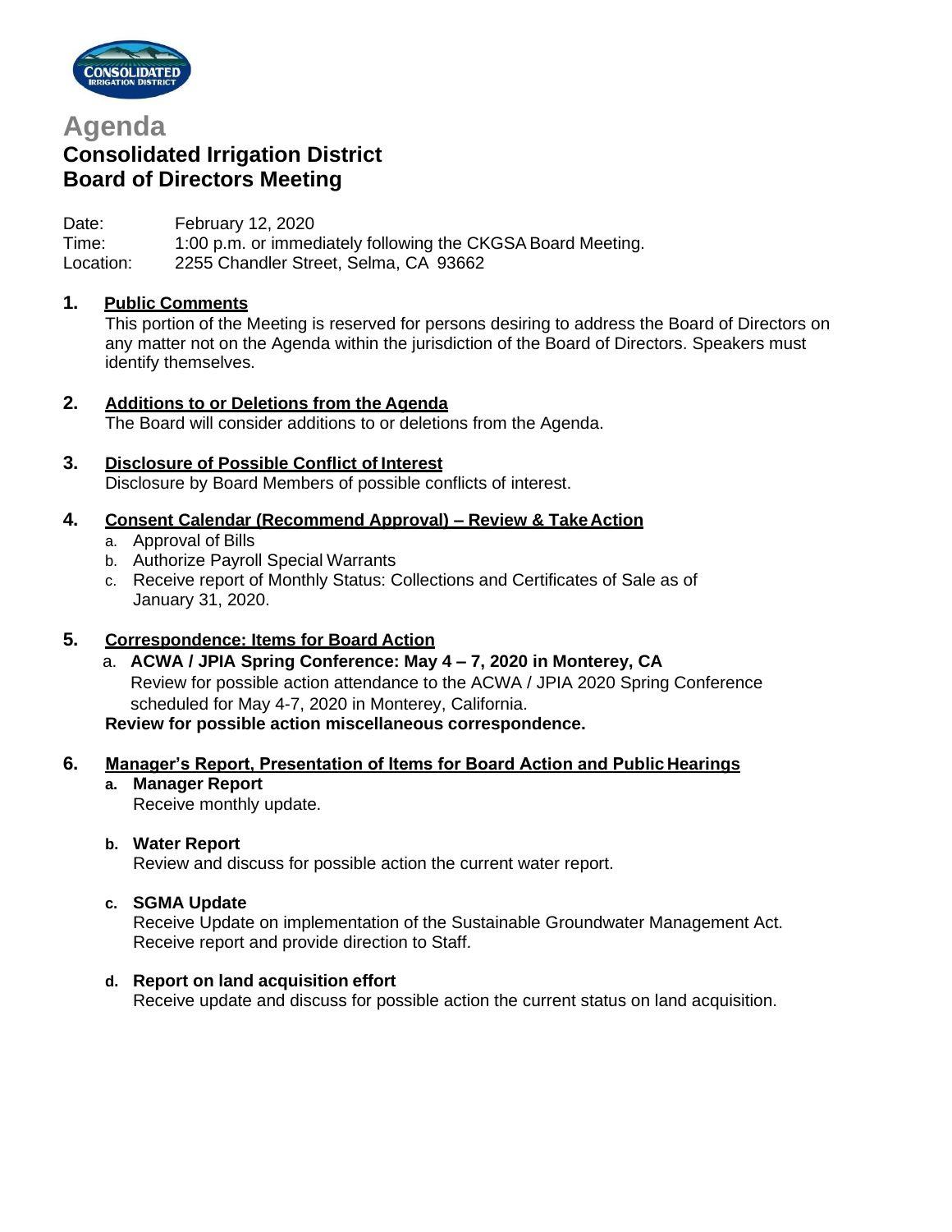# Agenda

## Consolidated Irrigation District
## Board of Directors Meeting

Date: February 12, 2020
Time: 1:00 p.m. or immediately following the CKGSA Board Meeting.
Location: 2255 Chandler Street, Selma, CA 93662

**1. Public Comments**

This portion of the Meeting is reserved for persons desiring to address the Board of Directors on any matter not on the Agenda within the jurisdiction of the Board of Directors. Speakers must identify themselves.

**2. Additions to or Deletions from the Agenda**

The Board will consider additions to or deletions from the Agenda.

**3. Disclosure of Possible Conflict of Interest**

Disclosure by Board Members of possible conflicts of interest.

**4. Consent Calendar (Recommend Approval) – Review & Take Action**

a. Approval of Bills
b. Authorize Payroll Special Warrants
c. Receive report of Monthly Status: Collections and Certificates of Sale as of January 31, 2020.

**5. Correspondence: Items for Board Action**

a. **ACWA / JPIA Spring Conference: May 4 – 7, 2020 in Monterey, CA**
Review for possible action attendance to the ACWA / JPIA 2020 Spring Conference scheduled for May 4-7, 2020 in Monterey, California.

**Review for possible action miscellaneous correspondence.**

**6. Manager's Report, Presentation of Items for Board Action and Public Hearings**

**a. Manager Report**
Receive monthly update.

**b. Water Report**
Review and discuss for possible action the current water report.

**c. SGMA Update**
Receive Update on implementation of the Sustainable Groundwater Management Act. Receive report and provide direction to Staff.

**d. Report on land acquisition effort**
Receive update and discuss for possible action the current status on land acquisition.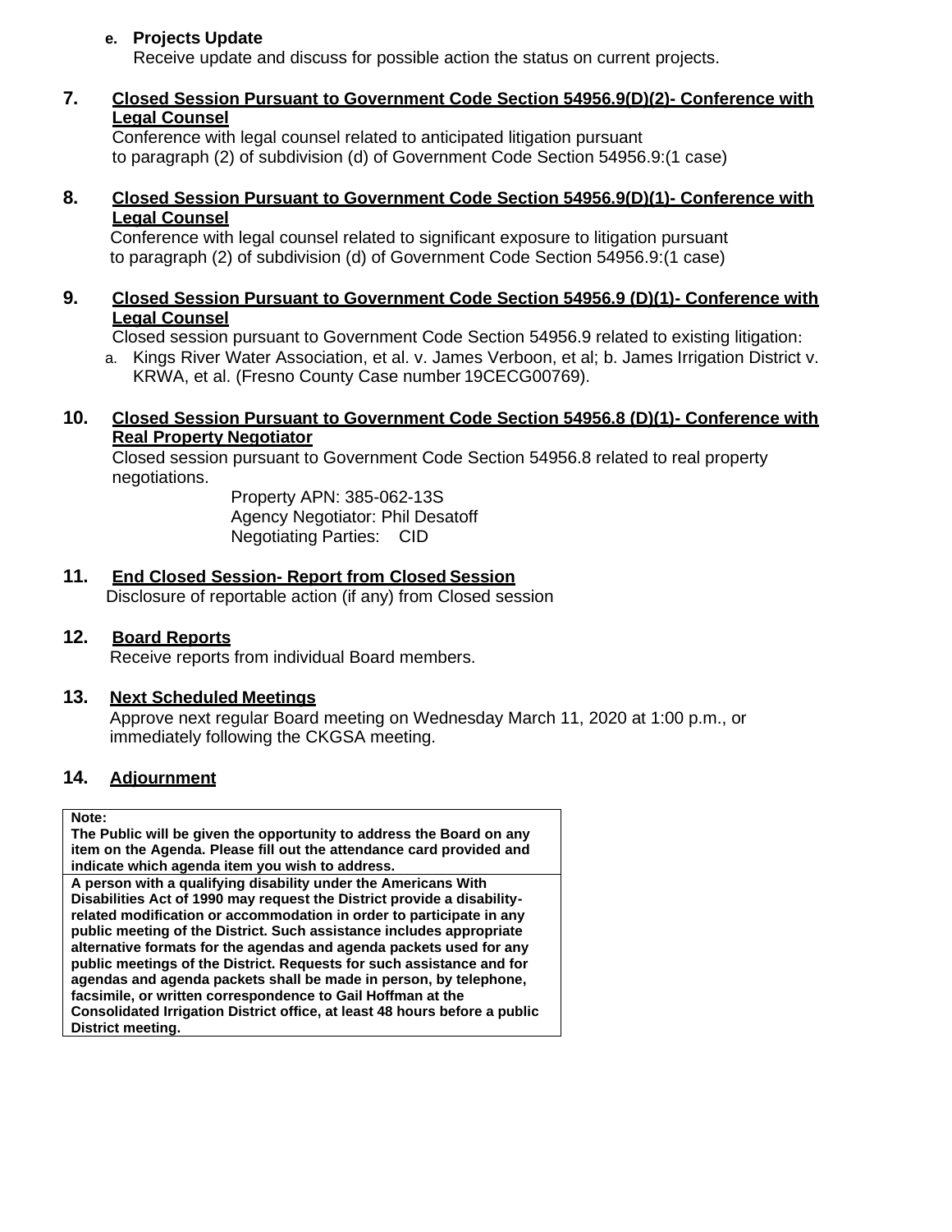**e. Projects Update**
Receive update and discuss for possible action the status on current projects.

**7. Closed Session Pursuant to Government Code Section 54956.9(D)(2)- Conference with Legal Counsel**
Conference with legal counsel related to anticipated litigation pursuant to paragraph (2) of subdivision (d) of Government Code Section 54956.9:(1 case)

**8. Closed Session Pursuant to Government Code Section 54956.9(D)(1)- Conference with Legal Counsel**
Conference with legal counsel related to significant exposure to litigation pursuant to paragraph (2) of subdivision (d) of Government Code Section 54956.9:(1 case)

**9. Closed Session Pursuant to Government Code Section 54956.9 (D)(1)- Conference with Legal Counsel**
Closed session pursuant to Government Code Section 54956.9 related to existing litigation:

a. Kings River Water Association, et al. v. James Verboon, et al; b. James Irrigation District v. KRWA, et al. (Fresno County Case number 19CECG00769).

**10. Closed Session Pursuant to Government Code Section 54956.8 (D)(1)- Conference with Real Property Negotiator**
Closed session pursuant to Government Code Section 54956.8 related to real property negotiations.

Property APN: 385-062-13S
Agency Negotiator: Phil Desatoff
Negotiating Parties: CID

**11. End Closed Session- Report from Closed Session**
Disclosure of reportable action (if any) from Closed session

**12. Board Reports**
Receive reports from individual Board members.

**13. Next Scheduled Meetings**
Approve next regular Board meeting on Wednesday March 11, 2020 at 1:00 p.m., or immediately following the CKGSA meeting.

**14. Adjournment**

**Note:**
**The Public will be given the opportunity to address the Board on any item on the Agenda. Please fill out the attendance card provided and indicate which agenda item you wish to address.**

**A person with a qualifying disability under the Americans With Disabilities Act of 1990 may request the District provide a disability-related modification or accommodation in order to participate in any public meeting of the District. Such assistance includes appropriate alternative formats for the agendas and agenda packets used for any public meetings of the District. Requests for such assistance and for agendas and agenda packets shall be made in person, by telephone, facsimile, or written correspondence to Gail Hoffman at the Consolidated Irrigation District office, at least 48 hours before a public District meeting.**